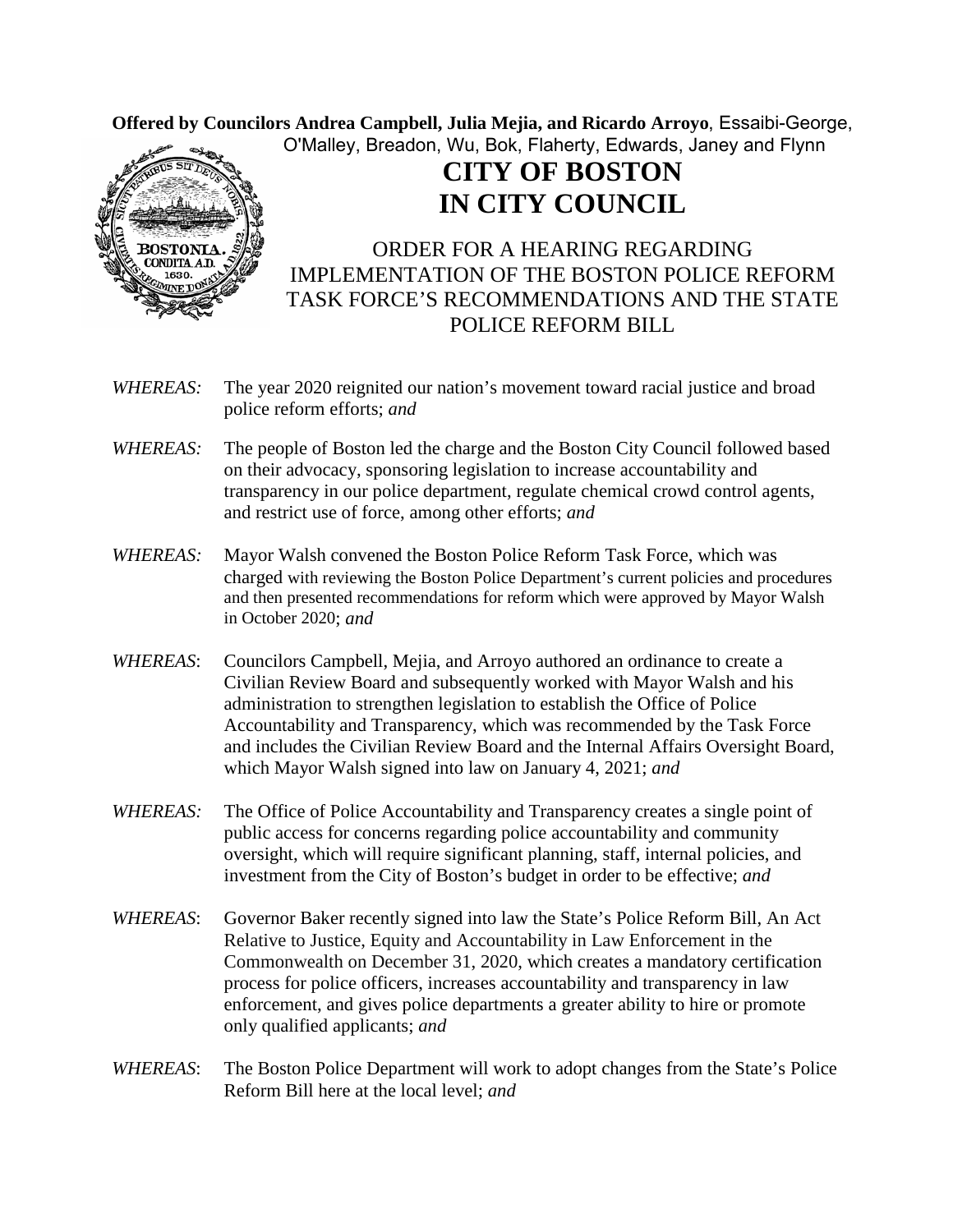**Offered by Councilors Andrea Campbell, Julia Mejia, and Ricardo Arroyo**, Essaibi-George, O'Malley, Breadon, Wu, Bok, Flaherty, Edwards, Janey and Flynn

# CITY OF BOSTON
# IN CITY COUNCIL

## ORDER FOR A HEARING REGARDING IMPLEMENTATION OF THE BOSTON POLICE REFORM TASK FORCE'S RECOMMENDATIONS AND THE STATE POLICE REFORM BILL

*WHEREAS:* The year 2020 reignited our nation's movement toward racial justice and broad police reform efforts; *and*

*WHEREAS:* The people of Boston led the charge and the Boston City Council followed based on their advocacy, sponsoring legislation to increase accountability and transparency in our police department, regulate chemical crowd control agents, and restrict use of force, among other efforts; *and*

*WHEREAS:* Mayor Walsh convened the Boston Police Reform Task Force, which was charged with reviewing the Boston Police Department's current policies and procedures and then presented recommendations for reform which were approved by Mayor Walsh in October 2020; *and*

*WHEREAS*: Councilors Campbell, Mejia, and Arroyo authored an ordinance to create a Civilian Review Board and subsequently worked with Mayor Walsh and his administration to strengthen legislation to establish the Office of Police Accountability and Transparency, which was recommended by the Task Force and includes the Civilian Review Board and the Internal Affairs Oversight Board, which Mayor Walsh signed into law on January 4, 2021; *and*

*WHEREAS:* The Office of Police Accountability and Transparency creates a single point of public access for concerns regarding police accountability and community oversight, which will require significant planning, staff, internal policies, and investment from the City of Boston's budget in order to be effective; *and*

*WHEREAS*: Governor Baker recently signed into law the State's Police Reform Bill, An Act Relative to Justice, Equity and Accountability in Law Enforcement in the Commonwealth on December 31, 2020, which creates a mandatory certification process for police officers, increases accountability and transparency in law enforcement, and gives police departments a greater ability to hire or promote only qualified applicants; *and*

*WHEREAS*: The Boston Police Department will work to adopt changes from the State's Police Reform Bill here at the local level; *and*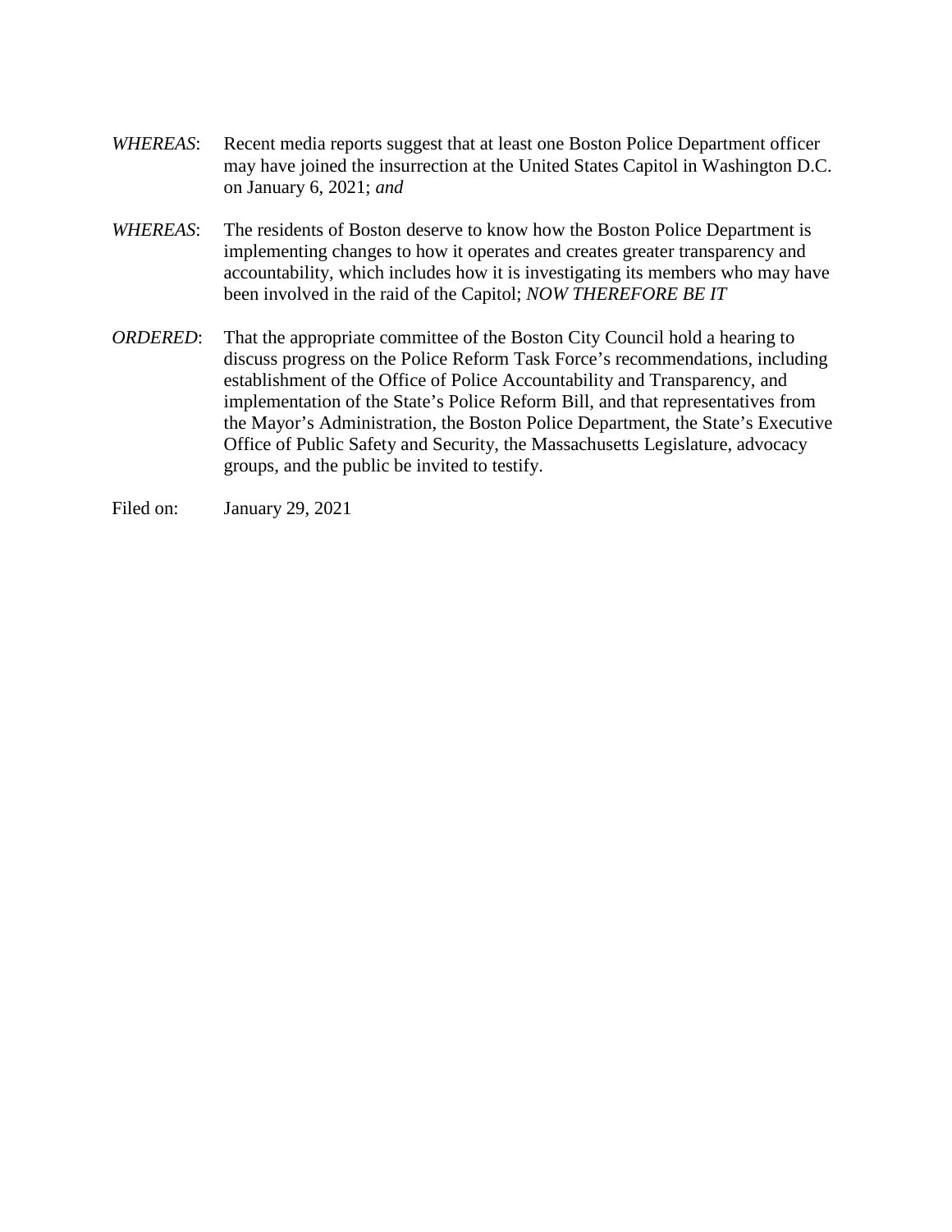*WHEREAS*: Recent media reports suggest that at least one Boston Police Department officer may have joined the insurrection at the United States Capitol in Washington D.C. on January 6, 2021; *and*

*WHEREAS*: The residents of Boston deserve to know how the Boston Police Department is implementing changes to how it operates and creates greater transparency and accountability, which includes how it is investigating its members who may have been involved in the raid of the Capitol; *NOW THEREFORE BE IT*

*ORDERED*: That the appropriate committee of the Boston City Council hold a hearing to discuss progress on the Police Reform Task Force's recommendations, including establishment of the Office of Police Accountability and Transparency, and implementation of the State's Police Reform Bill, and that representatives from the Mayor's Administration, the Boston Police Department, the State's Executive Office of Public Safety and Security, the Massachusetts Legislature, advocacy groups, and the public be invited to testify.

Filed on: January 29, 2021